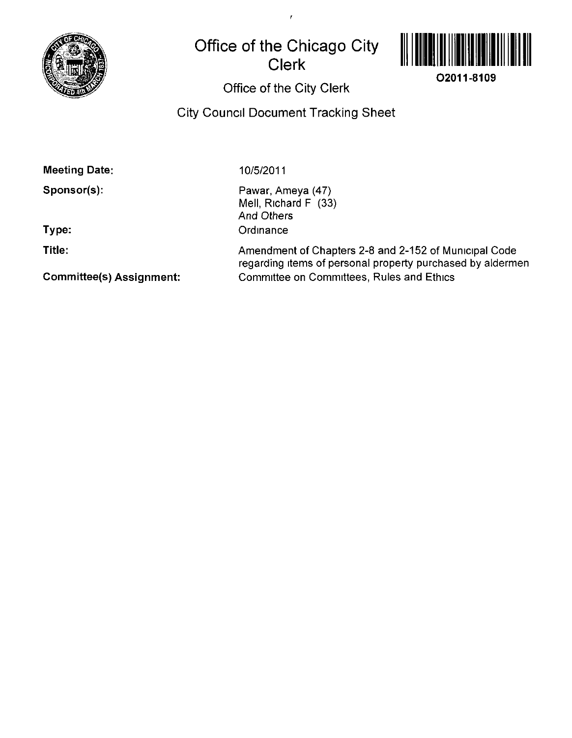# Office of the Chicago City Clerk

O2011-8109

## Office of the City Clerk

## City Council Document Tracking Sheet

**Meeting Date:** 10/5/2011

**Sponsor(s):** Pawar, Ameya (47)
Mell, Richard F (33)
*And Others*

**Type:** Ordinance

**Title:** Amendment of Chapters 2-8 and 2-152 of Municipal Code regarding items of personal property purchased by aldermen

**Committee(s) Assignment:** Committee on Committees, Rules and Ethics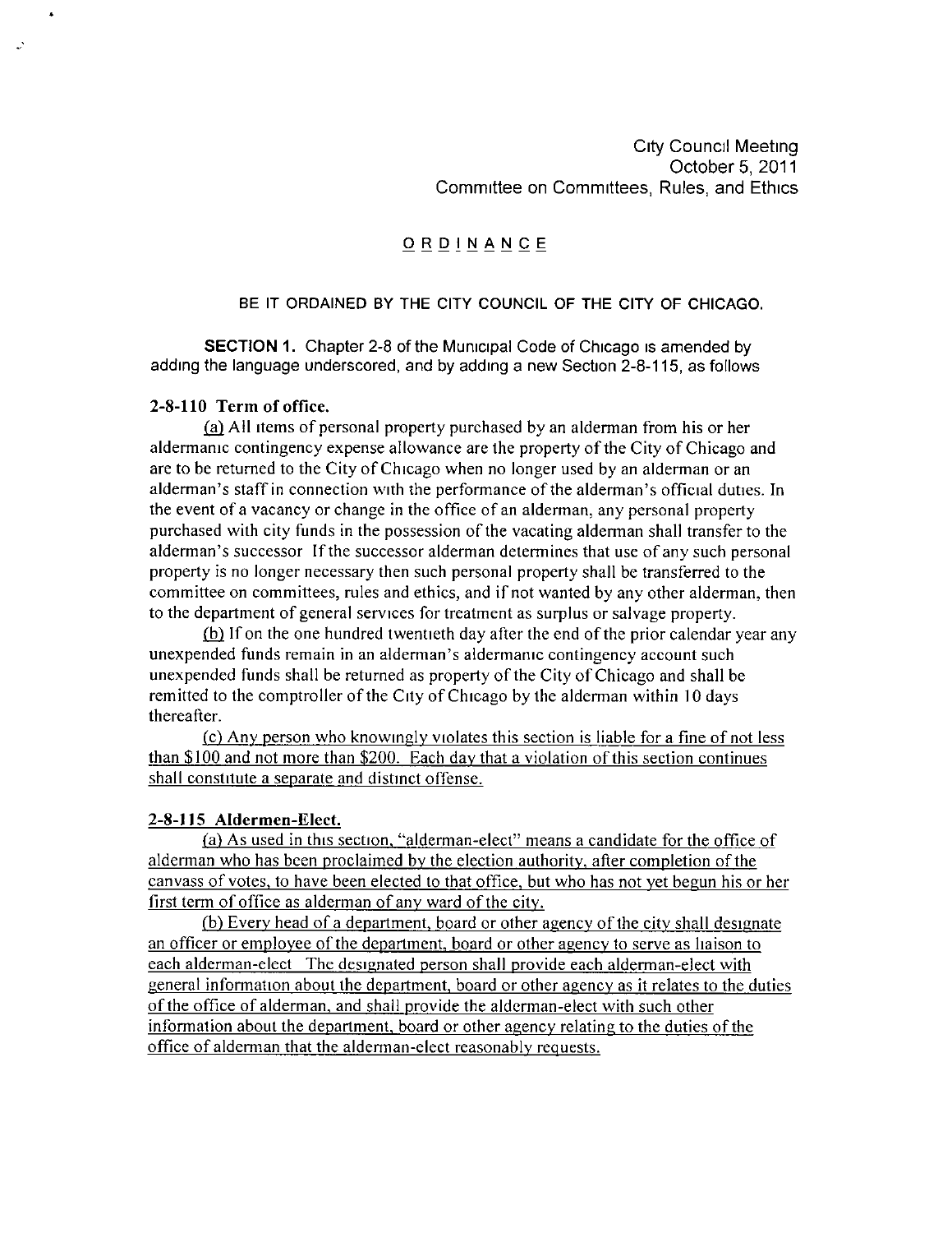City Council Meeting
October 5, 2011
Committee on Committees, Rules, and Ethics

# ORDINANCE

BE IT ORDAINED BY THE CITY COUNCIL OF THE CITY OF CHICAGO.

**SECTION 1.** Chapter 2-8 of the Municipal Code of Chicago is amended by adding the language underscored, and by adding a new Section 2-8-115, as follows

**2-8-110 Term of office.**

(a) All items of personal property purchased by an alderman from his or her aldermanic contingency expense allowance are the property of the City of Chicago and are to be returned to the City of Chicago when no longer used by an alderman or an alderman's staff in connection with the performance of the alderman's official duties. In the event of a vacancy or change in the office of an alderman, any personal property purchased with city funds in the possession of the vacating alderman shall transfer to the alderman's successor If the successor alderman determines that use of any such personal property is no longer necessary then such personal property shall be transferred to the committee on committees, rules and ethics, and if not wanted by any other alderman, then to the department of general services for treatment as surplus or salvage property.

(b) If on the one hundred twentieth day after the end of the prior calendar year any unexpended funds remain in an alderman's aldermanic contingency account such unexpended funds shall be returned as property of the City of Chicago and shall be remitted to the comptroller of the City of Chicago by the alderman within 10 days thereafter.

(c) Any person who knowingly violates this section is liable for a fine of not less than $100 and not more than $200. Each day that a violation of this section continues shall constitute a separate and distinct offense.

**2-8-115 Aldermen-Elect.**

(a) As used in this section, "alderman-elect" means a candidate for the office of alderman who has been proclaimed by the election authority, after completion of the canvass of votes, to have been elected to that office, but who has not yet begun his or her first term of office as alderman of any ward of the city.

(b) Every head of a department, board or other agency of the city shall designate an officer or employee of the department, board or other agency to serve as liaison to each alderman-elect The designated person shall provide each alderman-elect with general information about the department, board or other agency as it relates to the duties of the office of alderman, and shall provide the alderman-elect with such other information about the department, board or other agency relating to the duties of the office of alderman that the alderman-elect reasonably requests.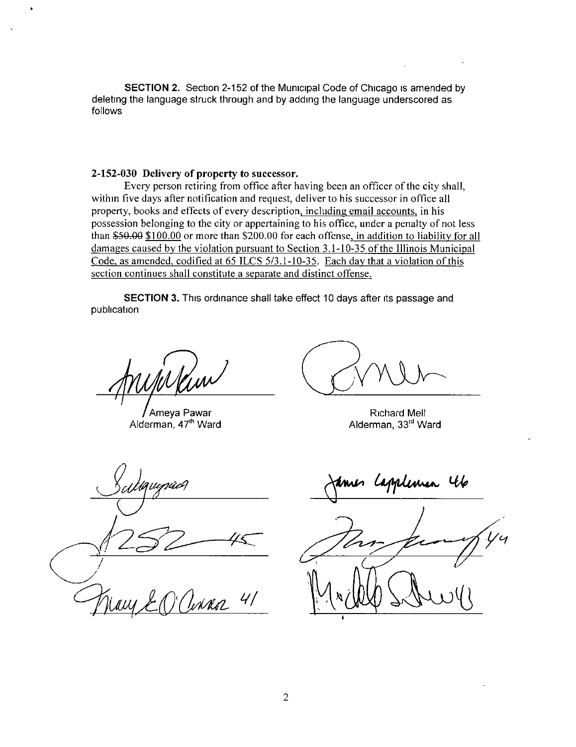**SECTION 2.** Section 2-152 of the Municipal Code of Chicago is amended by deleting the language struck through and by adding the language underscored as follows

**2-152-030 Delivery of property to successor.**

Every person retiring from office after having been an officer of the city shall, within five days after notification and request, deliver to his successor in office all property, books and effects of every description, <u>including email accounts,</u> in his possession belonging to the city or appertaining to his office, under a penalty of not less than ~~$50.00~~ <u>$100.00</u> or more than $200.00 for each offense<u>, in addition to liability for all damages caused by the violation pursuant to Section 3.1-10-35 of the Illinois Municipal Code, as amended, codified at 65 ILCS 5/3.1-10-35. Each day that a violation of this section continues shall constitute a separate and distinct offense.</u>

**SECTION 3.** This ordinance shall take effect 10 days after its passage and publication

Ameya Pawar
Alderman, 47th Ward

Richard Mell
Alderman, 33rd Ward

James Cappleman 46

44

Mary E O'Connor 41

45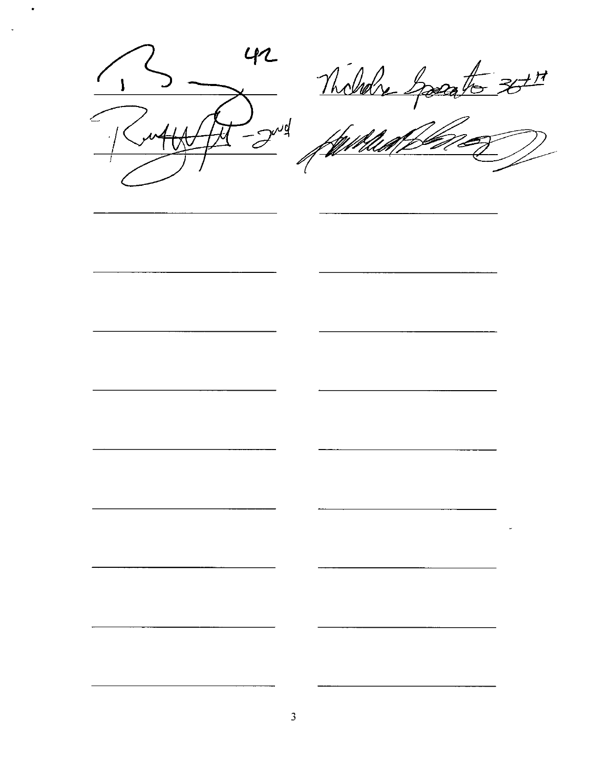42

Nicholas Sposato 36th

Ruth ... -2nd

______________________ ______________________

______________________ ______________________

______________________ ______________________

______________________ ______________________

______________________ ______________________

______________________ ______________________

______________________ ______________________

______________________ ______________________

______________________ ______________________